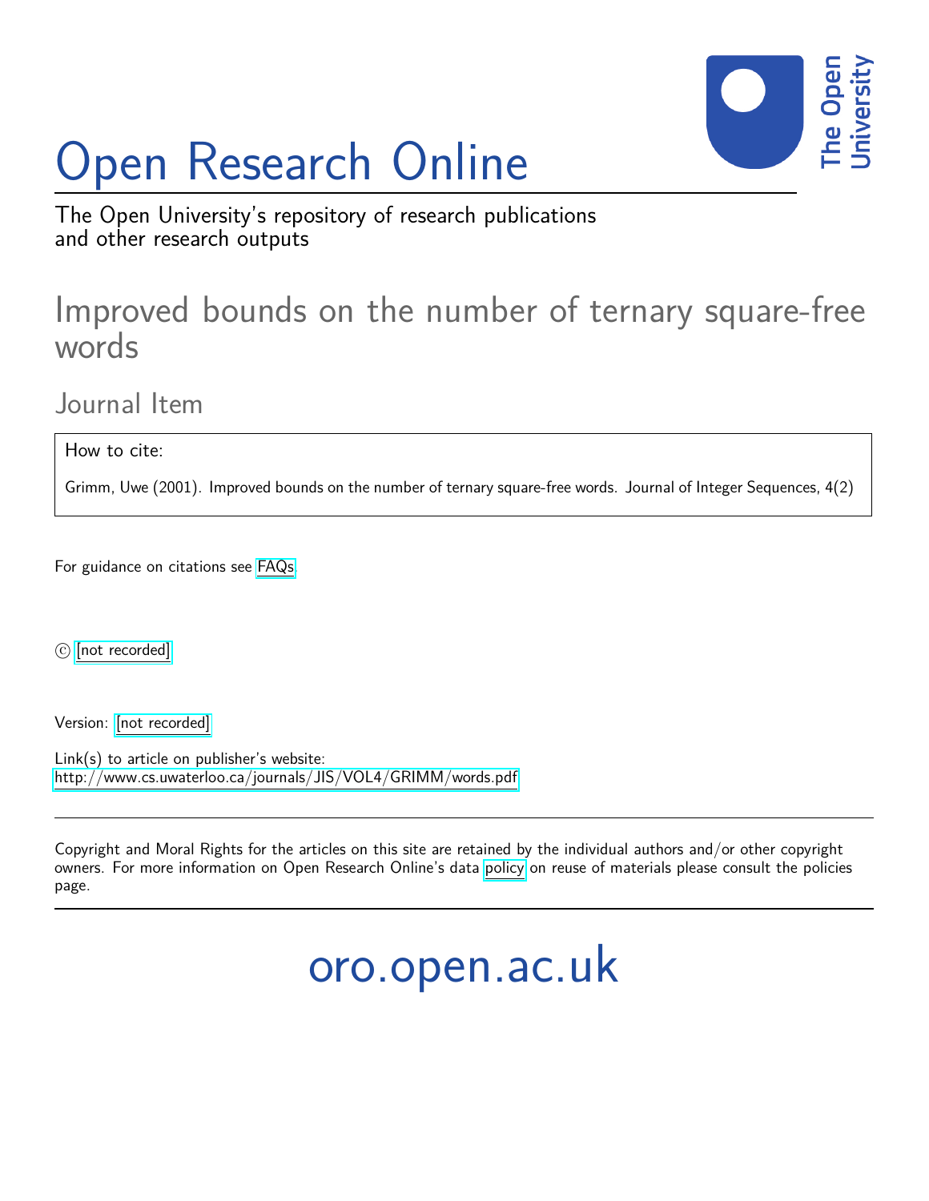# Open Research Online

The Open University's repository of research publications and other research outputs

## Improved bounds on the number of ternary square-free words

### Journal Item

How to cite:

Grimm, Uwe (2001). Improved bounds on the number of ternary square-free words. Journal of Integer Sequences, 4(2)

For guidance on citations see FAQs.

© [not recorded]

Version: [not recorded]

Link(s) to article on publisher's website:
http://www.cs.uwaterloo.ca/journals/JIS/VOL4/GRIMM/words.pdf

Copyright and Moral Rights for the articles on this site are retained by the individual authors and/or other copyright owners. For more information on Open Research Online's data policy on reuse of materials please consult the policies page.

oro.open.ac.uk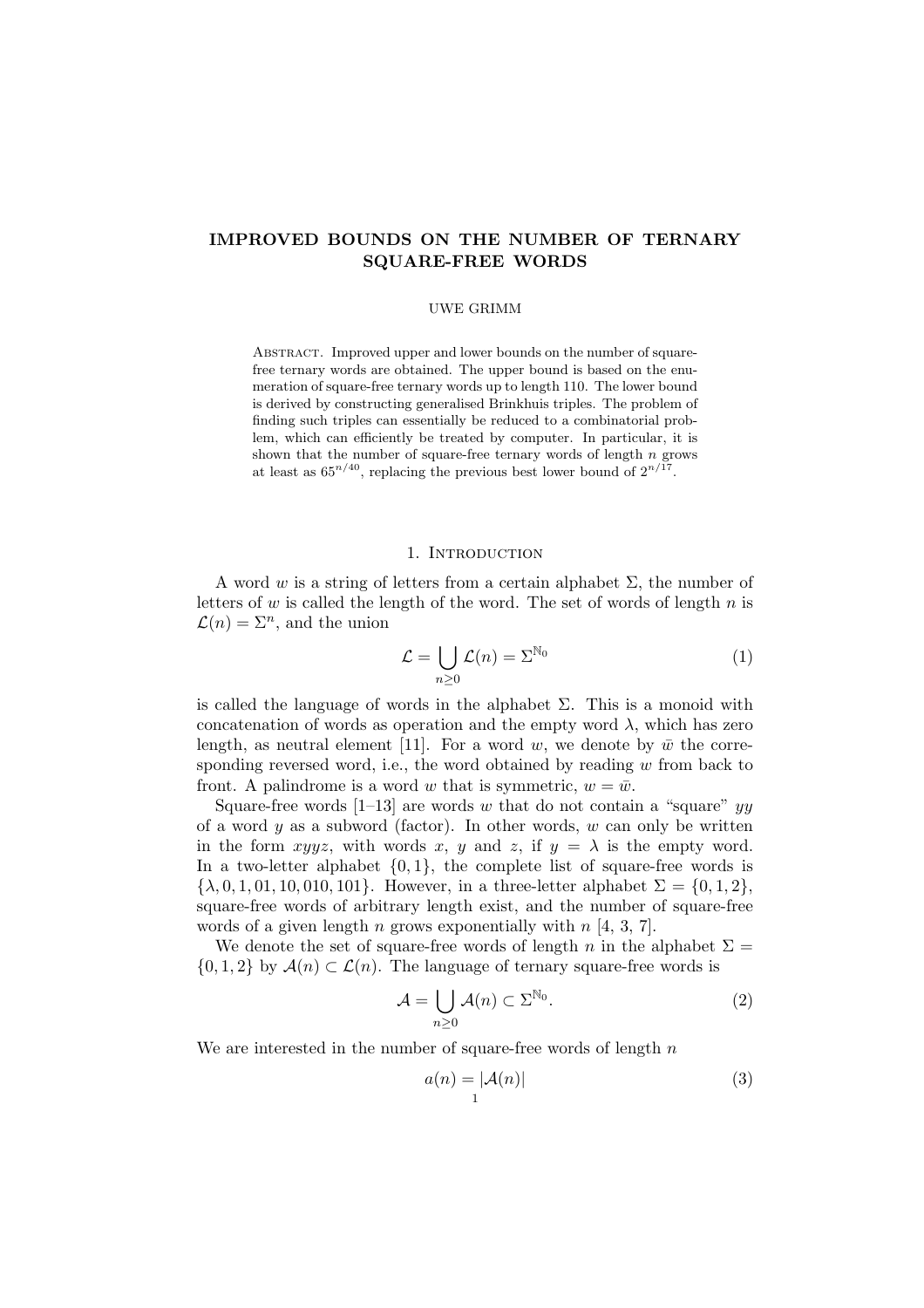**IMPROVED BOUNDS ON THE NUMBER OF TERNARY SQUARE-FREE WORDS**

UWE GRIMM

Abstract. Improved upper and lower bounds on the number of square-free ternary words are obtained. The upper bound is based on the enumeration of square-free ternary words up to length 110. The lower bound is derived by constructing generalised Brinkhuis triples. The problem of finding such triples can essentially be reduced to a combinatorial problem, which can efficiently be treated by computer. In particular, it is shown that the number of square-free ternary words of length $n$ grows at least as $65^{n/40}$, replacing the previous best lower bound of $2^{n/17}$.

## 1. Introduction

A word $w$ is a string of letters from a certain alphabet $\Sigma$, the number of letters of $w$ is called the length of the word. The set of words of length $n$ is $\mathcal{L}(n) = \Sigma^n$, and the union

$$\mathcal{L} = \bigcup_{n\geq 0} \mathcal{L}(n) = \Sigma^{\mathbb{N}_0} \tag{1}$$

is called the language of words in the alphabet $\Sigma$. This is a monoid with concatenation of words as operation and the empty word $\lambda$, which has zero length, as neutral element [11]. For a word $w$, we denote by $\bar{w}$ the corresponding reversed word, i.e., the word obtained by reading $w$ from back to front. A palindrome is a word $w$ that is symmetric, $w = \bar{w}$.

Square-free words [1–13] are words $w$ that do not contain a "square" $yy$ of a word $y$ as a subword (factor). In other words, $w$ can only be written in the form $xyyz$, with words $x$, $y$ and $z$, if $y = \lambda$ is the empty word. In a two-letter alphabet $\{0, 1\}$, the complete list of square-free words is $\{\lambda, 0, 1, 01, 10, 010, 101\}$. However, in a three-letter alphabet $\Sigma = \{0, 1, 2\}$, square-free words of arbitrary length exist, and the number of square-free words of a given length $n$ grows exponentially with $n$ [4, 3, 7].

We denote the set of square-free words of length $n$ in the alphabet $\Sigma = \{0, 1, 2\}$ by $\mathcal{A}(n) \subset \mathcal{L}(n)$. The language of ternary square-free words is

$$\mathcal{A} = \bigcup_{n\geq 0} \mathcal{A}(n) \subset \Sigma^{\mathbb{N}_0}. \tag{2}$$

We are interested in the number of square-free words of length $n$

$$a(n) = |\mathcal{A}(n)| \tag{3}$$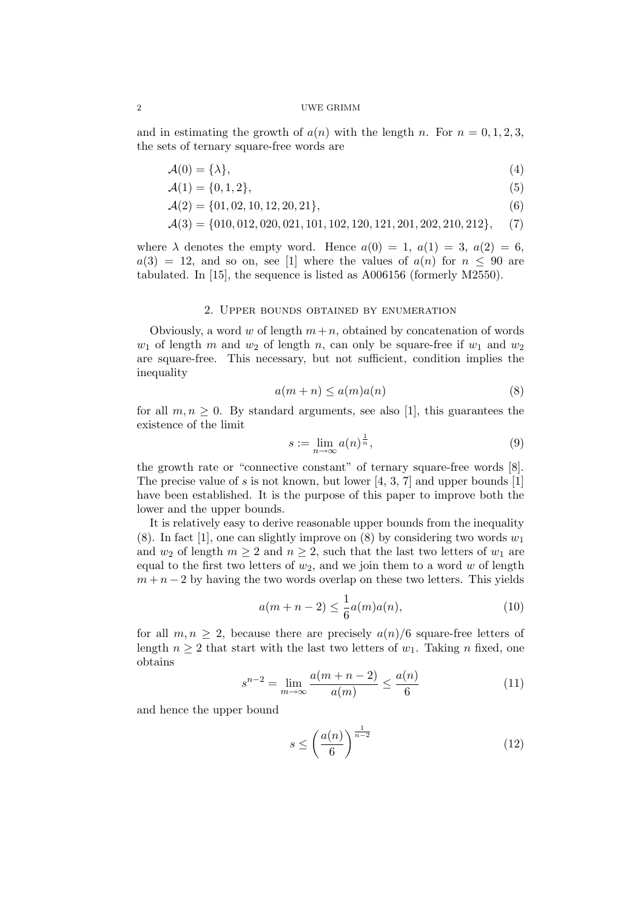and in estimating the growth of $a(n)$ with the length $n$. For $n = 0, 1, 2, 3$, the sets of ternary square-free words are

$$\mathcal{A}(0) = \{\lambda\}, \tag{4}$$

$$\mathcal{A}(1) = \{0, 1, 2\}, \tag{5}$$

$$\mathcal{A}(2) = \{01, 02, 10, 12, 20, 21\}, \tag{6}$$

$$\mathcal{A}(3) = \{010, 012, 020, 021, 101, 102, 120, 121, 201, 202, 210, 212\}, \tag{7}$$

where $\lambda$ denotes the empty word. Hence $a(0) = 1$, $a(1) = 3$, $a(2) = 6$, $a(3) = 12$, and so on, see [1] where the values of $a(n)$ for $n \leq 90$ are tabulated. In [15], the sequence is listed as A006156 (formerly M2550).

## 2. Upper bounds obtained by enumeration

Obviously, a word $w$ of length $m+n$, obtained by concatenation of words $w_1$ of length $m$ and $w_2$ of length $n$, can only be square-free if $w_1$ and $w_2$ are square-free. This necessary, but not sufficient, condition implies the inequality

$$a(m+n) \leq a(m)a(n) \tag{8}$$

for all $m, n \geq 0$. By standard arguments, see also [1], this guarantees the existence of the limit

$$s := \lim_{n\to\infty} a(n)^{\frac{1}{n}}, \tag{9}$$

the growth rate or "connective constant" of ternary square-free words [8]. The precise value of $s$ is not known, but lower [4, 3, 7] and upper bounds [1] have been established. It is the purpose of this paper to improve both the lower and the upper bounds.

It is relatively easy to derive reasonable upper bounds from the inequality (8). In fact [1], one can slightly improve on (8) by considering two words $w_1$ and $w_2$ of length $m \geq 2$ and $n \geq 2$, such that the last two letters of $w_1$ are equal to the first two letters of $w_2$, and we join them to a word $w$ of length $m+n-2$ by having the two words overlap on these two letters. This yields

$$a(m+n-2) \leq \frac{1}{6}a(m)a(n), \tag{10}$$

for all $m, n \geq 2$, because there are precisely $a(n)/6$ square-free letters of length $n \geq 2$ that start with the last two letters of $w_1$. Taking $n$ fixed, one obtains

$$s^{n-2} = \lim_{m\to\infty} \frac{a(m+n-2)}{a(m)} \leq \frac{a(n)}{6} \tag{11}$$

and hence the upper bound

$$s \leq \left(\frac{a(n)}{6}\right)^{\frac{1}{n-2}} \tag{12}$$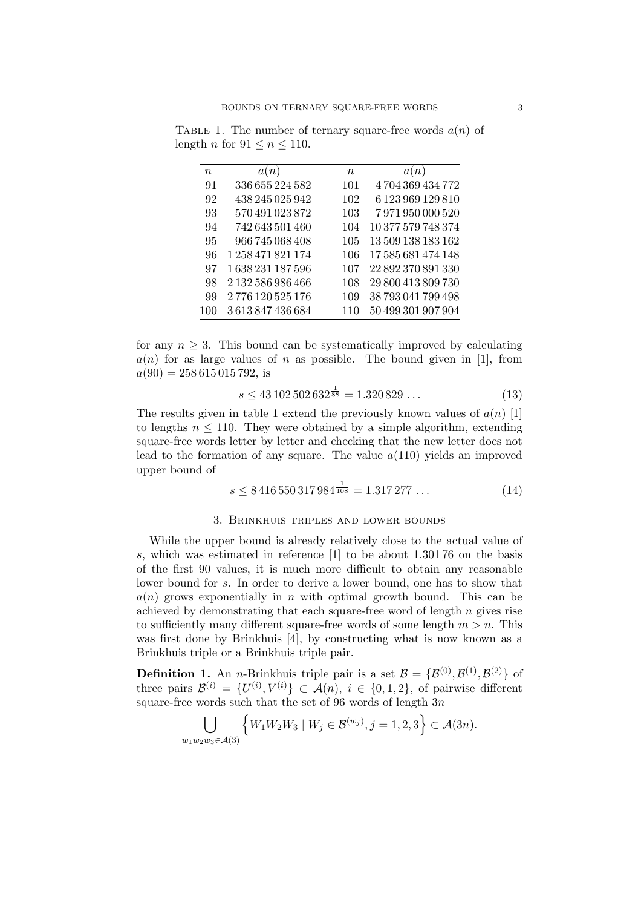TABLE 1. The number of ternary square-free words $a(n)$ of length $n$ for $91 \leq n \leq 110$.

| $n$ | $a(n)$ | $n$ | $a(n)$ |
|---|---|---|---|
| 91 | 336 655 224 582 | 101 | 4 704 369 434 772 |
| 92 | 438 245 025 942 | 102 | 6 123 969 129 810 |
| 93 | 570 491 023 872 | 103 | 7 971 950 000 520 |
| 94 | 742 643 501 460 | 104 | 10 377 579 748 374 |
| 95 | 966 745 068 408 | 105 | 13 509 138 183 162 |
| 96 | 1 258 471 821 174 | 106 | 17 585 681 474 148 |
| 97 | 1 638 231 187 596 | 107 | 22 892 370 891 330 |
| 98 | 2 132 586 986 466 | 108 | 29 800 413 809 730 |
| 99 | 2 776 120 525 176 | 109 | 38 793 041 799 498 |
| 100 | 3 613 847 436 684 | 110 | 50 499 301 907 904 |

for any $n \geq 3$. This bound can be systematically improved by calculating $a(n)$ for as large values of $n$ as possible. The bound given in [1], from $a(90) = 258\,615\,015\,792$, is

$$s \leq 43\,102\,502\,632^{\frac{1}{88}} = 1.320\,829\,\ldots \tag{13}$$

The results given in table 1 extend the previously known values of $a(n)$ [1] to lengths $n \leq 110$. They were obtained by a simple algorithm, extending square-free words letter by letter and checking that the new letter does not lead to the formation of any square. The value $a(110)$ yields an improved upper bound of

$$s \leq 8\,416\,550\,317\,984^{\frac{1}{108}} = 1.317\,277\,\ldots \tag{14}$$

## 3. Brinkhuis triples and lower bounds

While the upper bound is already relatively close to the actual value of $s$, which was estimated in reference [1] to be about 1.301 76 on the basis of the first 90 values, it is much more difficult to obtain any reasonable lower bound for $s$. In order to derive a lower bound, one has to show that $a(n)$ grows exponentially in $n$ with optimal growth bound. This can be achieved by demonstrating that each square-free word of length $n$ gives rise to sufficiently many different square-free words of some length $m > n$. This was first done by Brinkhuis [4], by constructing what is now known as a Brinkhuis triple or a Brinkhuis triple pair.

**Definition 1.** An $n$-Brinkhuis triple pair is a set $\mathcal{B} = \{\mathcal{B}^{(0)}, \mathcal{B}^{(1)}, \mathcal{B}^{(2)}\}$ of three pairs $\mathcal{B}^{(i)} = \{U^{(i)}, V^{(i)}\} \subset \mathcal{A}(n)$, $i \in \{0, 1, 2\}$, of pairwise different square-free words such that the set of 96 words of length $3n$

$$\bigcup_{w_1 w_2 w_3 \in \mathcal{A}(3)} \left\{ W_1 W_2 W_3 \mid W_j \in \mathcal{B}^{(w_j)}, j = 1, 2, 3 \right\} \subset \mathcal{A}(3n).$$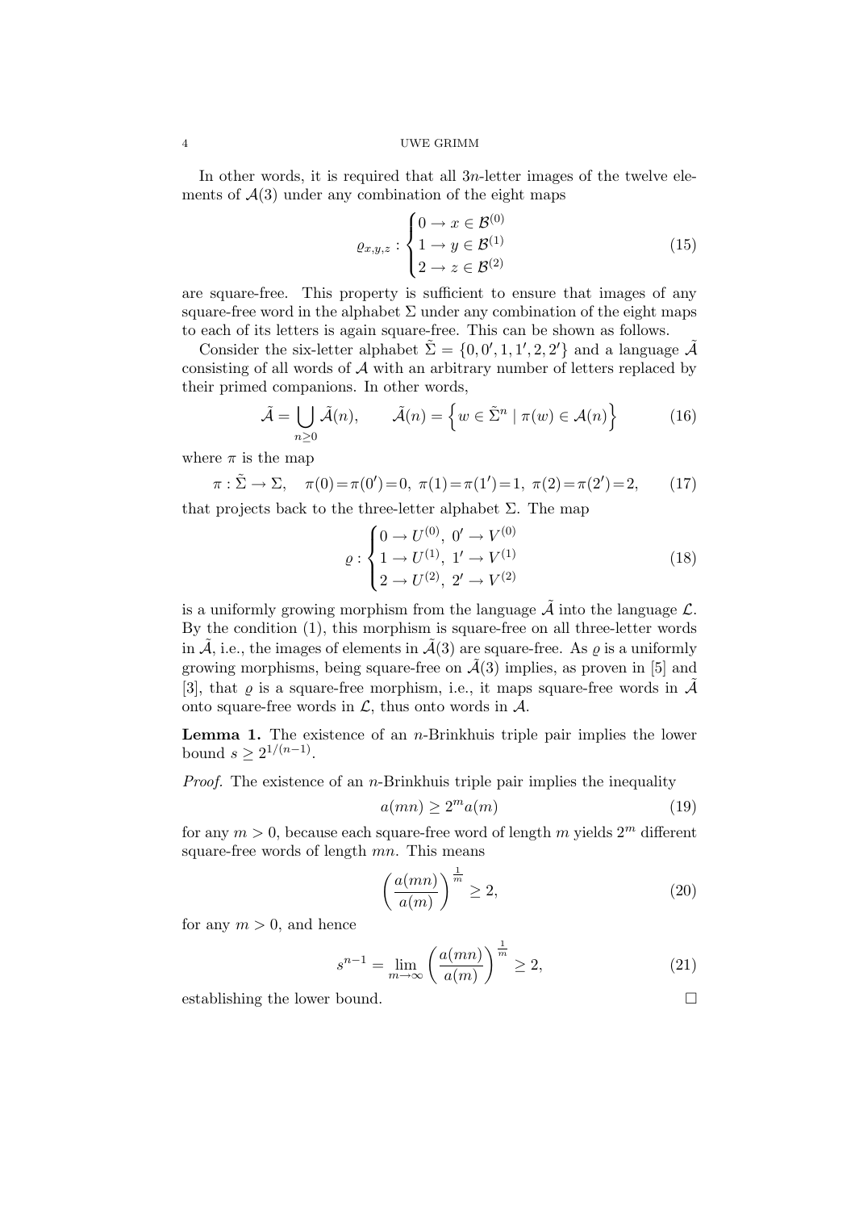In other words, it is required that all $3n$-letter images of the twelve elements of $\mathcal{A}(3)$ under any combination of the eight maps

$$\varrho_{x,y,z} : \begin{cases} 0 \to x \in \mathcal{B}^{(0)} \\ 1 \to y \in \mathcal{B}^{(1)} \\ 2 \to z \in \mathcal{B}^{(2)} \end{cases} \tag{15}$$

are square-free. This property is sufficient to ensure that images of any square-free word in the alphabet $\Sigma$ under any combination of the eight maps to each of its letters is again square-free. This can be shown as follows.

Consider the six-letter alphabet $\tilde{\Sigma} = \{0, 0', 1, 1', 2, 2'\}$ and a language $\tilde{\mathcal{A}}$ consisting of all words of $\mathcal{A}$ with an arbitrary number of letters replaced by their primed companions. In other words,

$$\tilde{\mathcal{A}} = \bigcup_{n \geq 0} \tilde{\mathcal{A}}(n), \qquad \tilde{\mathcal{A}}(n) = \left\{ w \in \tilde{\Sigma}^n \mid \pi(w) \in \mathcal{A}(n) \right\} \tag{16}$$

where $\pi$ is the map

$$\pi : \tilde{\Sigma} \to \Sigma, \quad \pi(0) = \pi(0') = 0,\ \pi(1) = \pi(1') = 1,\ \pi(2) = \pi(2') = 2, \tag{17}$$

that projects back to the three-letter alphabet $\Sigma$. The map

$$\varrho : \begin{cases} 0 \to U^{(0)},\ 0' \to V^{(0)} \\ 1 \to U^{(1)},\ 1' \to V^{(1)} \\ 2 \to U^{(2)},\ 2' \to V^{(2)} \end{cases} \tag{18}$$

is a uniformly growing morphism from the language $\tilde{\mathcal{A}}$ into the language $\mathcal{L}$. By the condition (1), this morphism is square-free on all three-letter words in $\tilde{\mathcal{A}}$, i.e., the images of elements in $\tilde{\mathcal{A}}(3)$ are square-free. As $\varrho$ is a uniformly growing morphisms, being square-free on $\tilde{\mathcal{A}}(3)$ implies, as proven in [5] and [3], that $\varrho$ is a square-free morphism, i.e., it maps square-free words in $\tilde{\mathcal{A}}$ onto square-free words in $\mathcal{L}$, thus onto words in $\mathcal{A}$.

**Lemma 1.** *The existence of an $n$-Brinkhuis triple pair implies the lower bound $s \geq 2^{1/(n-1)}$.*

*Proof.* The existence of an $n$-Brinkhuis triple pair implies the inequality

$$a(mn) \geq 2^m a(m) \tag{19}$$

for any $m > 0$, because each square-free word of length $m$ yields $2^m$ different square-free words of length $mn$. This means

$$\left( \frac{a(mn)}{a(m)} \right)^{\frac{1}{m}} \geq 2, \tag{20}$$

for any $m > 0$, and hence

$$s^{n-1} = \lim_{m \to \infty} \left( \frac{a(mn)}{a(m)} \right)^{\frac{1}{m}} \geq 2, \tag{21}$$

establishing the lower bound. □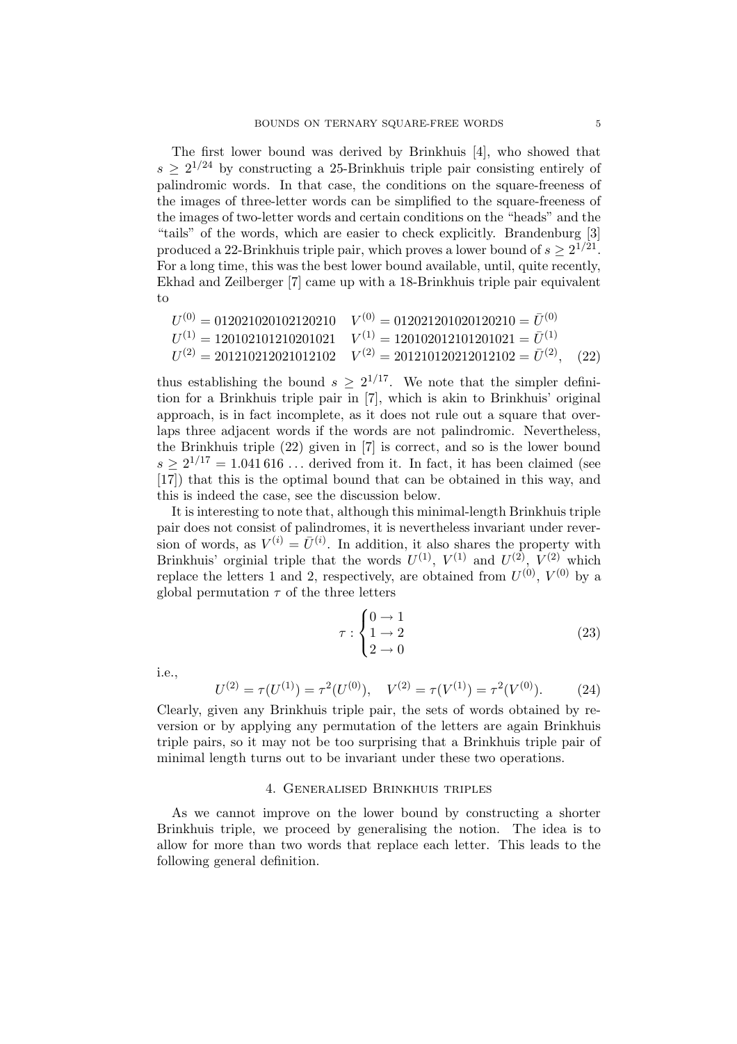The first lower bound was derived by Brinkhuis [4], who showed that $s \geq 2^{1/24}$ by constructing a 25-Brinkhuis triple pair consisting entirely of palindromic words. In that case, the conditions on the square-freeness of the images of three-letter words can be simplified to the square-freeness of the images of two-letter words and certain conditions on the "heads" and the "tails" of the words, which are easier to check explicitly. Brandenburg [3] produced a 22-Brinkhuis triple pair, which proves a lower bound of $s \geq 2^{1/21}$. For a long time, this was the best lower bound available, until, quite recently, Ekhad and Zeilberger [7] came up with a 18-Brinkhuis triple pair equivalent to

$$
\begin{aligned}
U^{(0)} &= 012021020102120210 \quad V^{(0)} = 012021201020120210 = \bar{U}^{(0)} \\
U^{(1)} &= 120102101210201021 \quad V^{(1)} = 120102012101201021 = \bar{U}^{(1)} \\
U^{(2)} &= 201210212021012102 \quad V^{(2)} = 201210120212012102 = \bar{U}^{(2)},
\end{aligned} \tag{22}
$$

thus establishing the bound $s \geq 2^{1/17}$. We note that the simpler definition for a Brinkhuis triple pair in [7], which is akin to Brinkhuis' original approach, is in fact incomplete, as it does not rule out a square that overlaps three adjacent words if the words are not palindromic. Nevertheless, the Brinkhuis triple (22) given in [7] is correct, and so is the lower bound $s \geq 2^{1/17} = 1.041\,616\ldots$ derived from it. In fact, it has been claimed (see [17]) that this is the optimal bound that can be obtained in this way, and this is indeed the case, see the discussion below.

It is interesting to note that, although this minimal-length Brinkhuis triple pair does not consist of palindromes, it is nevertheless invariant under reversion of words, as $V^{(i)} = \bar{U}^{(i)}$. In addition, it also shares the property with Brinkhuis' orginial triple that the words $U^{(1)}$, $V^{(1)}$ and $U^{(2)}$, $V^{(2)}$ which replace the letters 1 and 2, respectively, are obtained from $U^{(0)}$, $V^{(0)}$ by a global permutation $\tau$ of the three letters

$$
\tau : \begin{cases} 0 \to 1 \\ 1 \to 2 \\ 2 \to 0 \end{cases} \tag{23}
$$

i.e.,

$$
U^{(2)} = \tau(U^{(1)}) = \tau^2(U^{(0)}), \quad V^{(2)} = \tau(V^{(1)}) = \tau^2(V^{(0)}). \tag{24}
$$

Clearly, given any Brinkhuis triple pair, the sets of words obtained by reversion or by applying any permutation of the letters are again Brinkhuis triple pairs, so it may not be too surprising that a Brinkhuis triple pair of minimal length turns out to be invariant under these two operations.

## 4. Generalised Brinkhuis triples

As we cannot improve on the lower bound by constructing a shorter Brinkhuis triple, we proceed by generalising the notion. The idea is to allow for more than two words that replace each letter. This leads to the following general definition.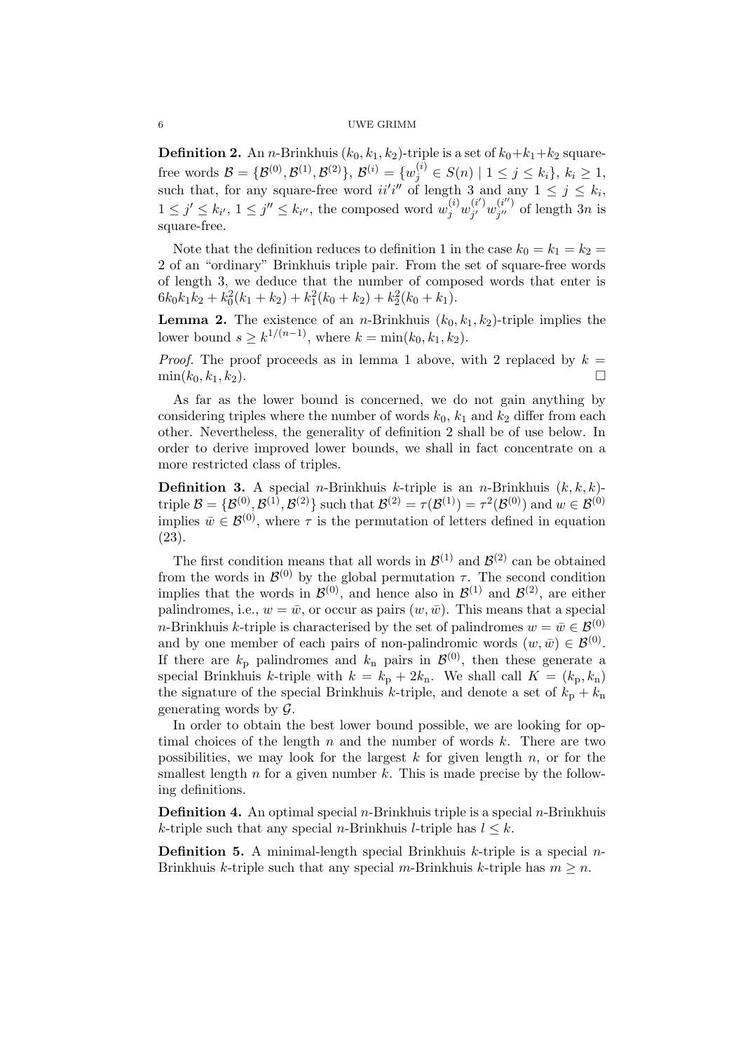**Definition 2.** An $n$-Brinkhuis $(k_0, k_1, k_2)$-triple is a set of $k_0+k_1+k_2$ square-free words $\mathcal{B} = \{\mathcal{B}^{(0)}, \mathcal{B}^{(1)}, \mathcal{B}^{(2)}\}$, $\mathcal{B}^{(i)} = \{w_j^{(i)} \in S(n) \mid 1 \leq j \leq k_i\}$, $k_i \geq 1$, such that, for any square-free word $ii'i''$ of length 3 and any $1 \leq j \leq k_i$, $1 \leq j' \leq k_{i'}$, $1 \leq j'' \leq k_{i''}$, the composed word $w_j^{(i)} w_{j'}^{(i')} w_{j''}^{(i'')}$ of length $3n$ is square-free.

Note that the definition reduces to definition 1 in the case $k_0 = k_1 = k_2 = 2$ of an "ordinary" Brinkhuis triple pair. From the set of square-free words of length 3, we deduce that the number of composed words that enter is $6k_0k_1k_2 + k_0^2(k_1 + k_2) + k_1^2(k_0 + k_2) + k_2^2(k_0 + k_1)$.

**Lemma 2.** The existence of an $n$-Brinkhuis $(k_0, k_1, k_2)$-triple implies the lower bound $s \geq k^{1/(n-1)}$, where $k = \min(k_0, k_1, k_2)$.

*Proof.* The proof proceeds as in lemma 1 above, with 2 replaced by $k = \min(k_0, k_1, k_2)$. □

As far as the lower bound is concerned, we do not gain anything by considering triples where the number of words $k_0$, $k_1$ and $k_2$ differ from each other. Nevertheless, the generality of definition 2 shall be of use below. In order to derive improved lower bounds, we shall in fact concentrate on a more restricted class of triples.

**Definition 3.** A special $n$-Brinkhuis $k$-triple is an $n$-Brinkhuis $(k, k, k)$-triple $\mathcal{B} = \{\mathcal{B}^{(0)}, \mathcal{B}^{(1)}, \mathcal{B}^{(2)}\}$ such that $\mathcal{B}^{(2)} = \tau(\mathcal{B}^{(1)}) = \tau^2(\mathcal{B}^{(0)})$ and $w \in \mathcal{B}^{(0)}$ implies $\bar{w} \in \mathcal{B}^{(0)}$, where $\tau$ is the permutation of letters defined in equation (23).

The first condition means that all words in $\mathcal{B}^{(1)}$ and $\mathcal{B}^{(2)}$ can be obtained from the words in $\mathcal{B}^{(0)}$ by the global permutation $\tau$. The second condition implies that the words in $\mathcal{B}^{(0)}$, and hence also in $\mathcal{B}^{(1)}$ and $\mathcal{B}^{(2)}$, are either palindromes, i.e., $w = \bar{w}$, or occur as pairs $(w, \bar{w})$. This means that a special $n$-Brinkhuis $k$-triple is characterised by the set of palindromes $w = \bar{w} \in \mathcal{B}^{(0)}$ and by one member of each pairs of non-palindromic words $(w, \bar{w}) \in \mathcal{B}^{(0)}$. If there are $k_{\rm p}$ palindromes and $k_{\rm n}$ pairs in $\mathcal{B}^{(0)}$, then these generate a special Brinkhuis $k$-triple with $k = k_{\rm p} + 2k_{\rm n}$. We shall call $K = (k_{\rm p}, k_{\rm n})$ the signature of the special Brinkhuis $k$-triple, and denote a set of $k_{\rm p} + k_{\rm n}$ generating words by $\mathcal{G}$.

In order to obtain the best lower bound possible, we are looking for optimal choices of the length $n$ and the number of words $k$. There are two possibilities, we may look for the largest $k$ for given length $n$, or for the smallest length $n$ for a given number $k$. This is made precise by the following definitions.

**Definition 4.** An optimal special $n$-Brinkhuis triple is a special $n$-Brinkhuis $k$-triple such that any special $n$-Brinkhuis $l$-triple has $l \leq k$.

**Definition 5.** A minimal-length special Brinkhuis $k$-triple is a special $n$-Brinkhuis $k$-triple such that any special $m$-Brinkhuis $k$-triple has $m \geq n$.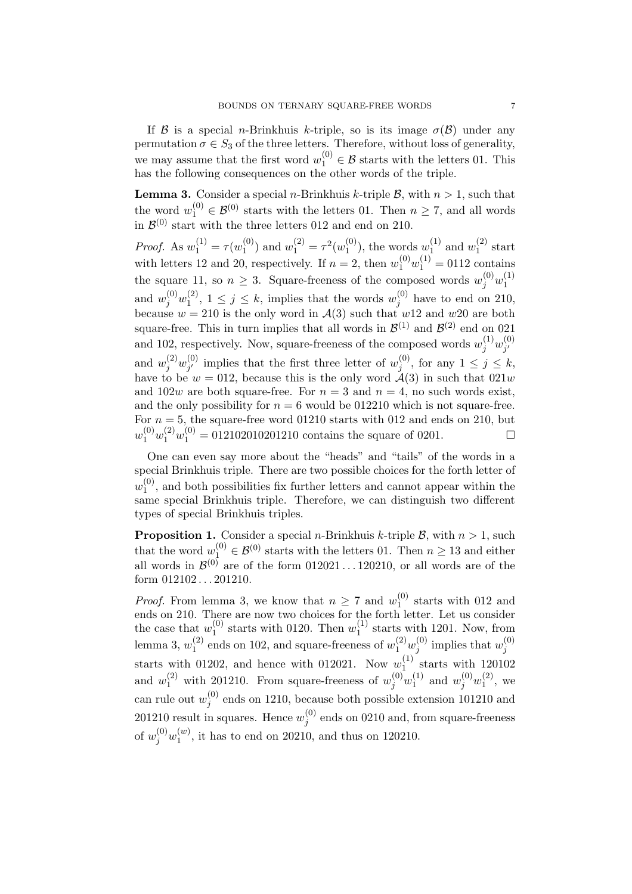If $\mathcal{B}$ is a special $n$-Brinkhuis $k$-triple, so is its image $\sigma(\mathcal{B})$ under any permutation $\sigma \in S_3$ of the three letters. Therefore, without loss of generality, we may assume that the first word $w_1^{(0)} \in \mathcal{B}$ starts with the letters 01. This has the following consequences on the other words of the triple.

**Lemma 3.** Consider a special $n$-Brinkhuis $k$-triple $\mathcal{B}$, with $n > 1$, such that the word $w_1^{(0)} \in \mathcal{B}^{(0)}$ starts with the letters 01. Then $n \geq 7$, and all words in $\mathcal{B}^{(0)}$ start with the three letters 012 and end on 210.

*Proof.* As $w_1^{(1)} = \tau(w_1^{(0)})$ and $w_1^{(2)} = \tau^2(w_1^{(0)})$, the words $w_1^{(1)}$ and $w_1^{(2)}$ start with letters 12 and 20, respectively. If $n = 2$, then $w_1^{(0)} w_1^{(1)} = 0112$ contains the square 11, so $n \geq 3$. Square-freeness of the composed words $w_j^{(0)} w_1^{(1)}$ and $w_j^{(0)} w_1^{(2)}$, $1 \leq j \leq k$, implies that the words $w_j^{(0)}$ have to end on 210, because $w = 210$ is the only word in $\mathcal{A}(3)$ such that $w12$ and $w20$ are both square-free. This in turn implies that all words in $\mathcal{B}^{(1)}$ and $\mathcal{B}^{(2)}$ end on 021 and 102, respectively. Now, square-freeness of the composed words $w_j^{(1)} w_{j'}^{(0)}$ and $w_j^{(2)} w_{j'}^{(0)}$ implies that the first three letter of $w_j^{(0)}$, for any $1 \leq j \leq k$, have to be $w = 012$, because this is the only word $\mathcal{A}(3)$ in such that $021w$ and $102w$ are both square-free. For $n = 3$ and $n = 4$, no such words exist, and the only possibility for $n = 6$ would be 012210 which is not square-free. For $n = 5$, the square-free word 01210 starts with 012 and ends on 210, but $w_1^{(0)} w_1^{(2)} w_1^{(0)} = 012102010201210$ contains the square of 0201. □

One can even say more about the "heads" and "tails" of the words in a special Brinkhuis triple. There are two possible choices for the forth letter of $w_1^{(0)}$, and both possibilities fix further letters and cannot appear within the same special Brinkhuis triple. Therefore, we can distinguish two different types of special Brinkhuis triples.

**Proposition 1.** Consider a special $n$-Brinkhuis $k$-triple $\mathcal{B}$, with $n > 1$, such that the word $w_1^{(0)} \in \mathcal{B}^{(0)}$ starts with the letters 01. Then $n \geq 13$ and either all words in $\mathcal{B}^{(0)}$ are of the form $012021 \ldots 120210$, or all words are of the form $012102 \ldots 201210$.

*Proof.* From lemma 3, we know that $n \geq 7$ and $w_1^{(0)}$ starts with 012 and ends on 210. There are now two choices for the forth letter. Let us consider the case that $w_1^{(0)}$ starts with 0120. Then $w_1^{(1)}$ starts with 1201. Now, from lemma 3, $w_1^{(2)}$ ends on 102, and square-freeness of $w_1^{(2)} w_j^{(0)}$ implies that $w_j^{(0)}$ starts with 01202, and hence with 012021. Now $w_1^{(1)}$ starts with 120102 and $w_1^{(2)}$ with 201210. From square-freeness of $w_j^{(0)} w_1^{(1)}$ and $w_j^{(0)} w_1^{(2)}$, we can rule out $w_j^{(0)}$ ends on 1210, because both possible extension 101210 and 201210 result in squares. Hence $w_j^{(0)}$ ends on 0210 and, from square-freeness of $w_j^{(0)} w_1^{(w)}$, it has to end on 20210, and thus on 120210.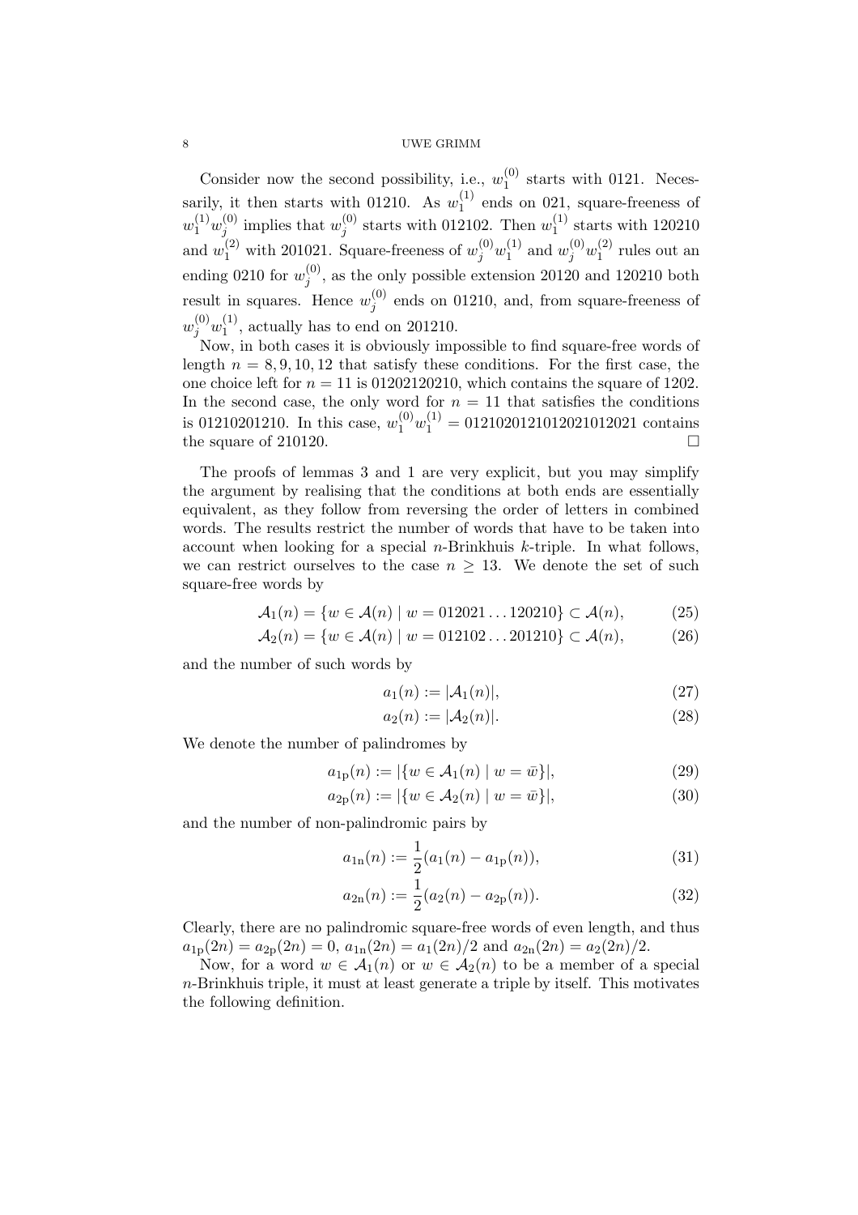Consider now the second possibility, i.e., $w_1^{(0)}$ starts with 0121. Necessarily, it then starts with 01210. As $w_1^{(1)}$ ends on 021, square-freeness of $w_1^{(1)}w_j^{(0)}$ implies that $w_j^{(0)}$ starts with 012102. Then $w_1^{(1)}$ starts with 120210 and $w_1^{(2)}$ with 201021. Square-freeness of $w_j^{(0)}w_1^{(1)}$ and $w_j^{(0)}w_1^{(2)}$ rules out an ending 0210 for $w_j^{(0)}$, as the only possible extension 20120 and 120210 both result in squares. Hence $w_j^{(0)}$ ends on 01210, and, from square-freeness of $w_j^{(0)}w_1^{(1)}$, actually has to end on 201210.

Now, in both cases it is obviously impossible to find square-free words of length $n = 8, 9, 10, 12$ that satisfy these conditions. For the first case, the one choice left for $n = 11$ is 01202120210, which contains the square of 1202. In the second case, the only word for $n = 11$ that satisfies the conditions is 01210201210. In this case, $w_1^{(0)}w_1^{(1)} = 0121020121012021012021$ contains the square of 210120. □

The proofs of lemmas 3 and 1 are very explicit, but you may simplify the argument by realising that the conditions at both ends are essentially equivalent, as they follow from reversing the order of letters in combined words. The results restrict the number of words that have to be taken into account when looking for a special $n$-Brinkhuis $k$-triple. In what follows, we can restrict ourselves to the case $n \geq 13$. We denote the set of such square-free words by

$$\mathcal{A}_1(n) = \{w \in \mathcal{A}(n) \mid w = 012021\ldots120210\} \subset \mathcal{A}(n), \tag{25}$$

$$\mathcal{A}_2(n) = \{w \in \mathcal{A}(n) \mid w = 012102\ldots201210\} \subset \mathcal{A}(n), \tag{26}$$

and the number of such words by

$$a_1(n) := |\mathcal{A}_1(n)|, \tag{27}$$

$$a_2(n) := |\mathcal{A}_2(n)|. \tag{28}$$

We denote the number of palindromes by

$$a_{1\mathrm{p}}(n) := |\{w \in \mathcal{A}_1(n) \mid w = \bar{w}\}|, \tag{29}$$

$$a_{2\mathrm{p}}(n) := |\{w \in \mathcal{A}_2(n) \mid w = \bar{w}\}|, \tag{30}$$

and the number of non-palindromic pairs by

$$a_{1\mathrm{n}}(n) := \frac{1}{2}(a_1(n) - a_{1\mathrm{p}}(n)), \tag{31}$$

$$a_{2\mathrm{n}}(n) := \frac{1}{2}(a_2(n) - a_{2\mathrm{p}}(n)). \tag{32}$$

Clearly, there are no palindromic square-free words of even length, and thus $a_{1\mathrm{p}}(2n) = a_{2\mathrm{p}}(2n) = 0$, $a_{1\mathrm{n}}(2n) = a_1(2n)/2$ and $a_{2\mathrm{n}}(2n) = a_2(2n)/2$.

Now, for a word $w \in \mathcal{A}_1(n)$ or $w \in \mathcal{A}_2(n)$ to be a member of a special $n$-Brinkhuis triple, it must at least generate a triple by itself. This motivates the following definition.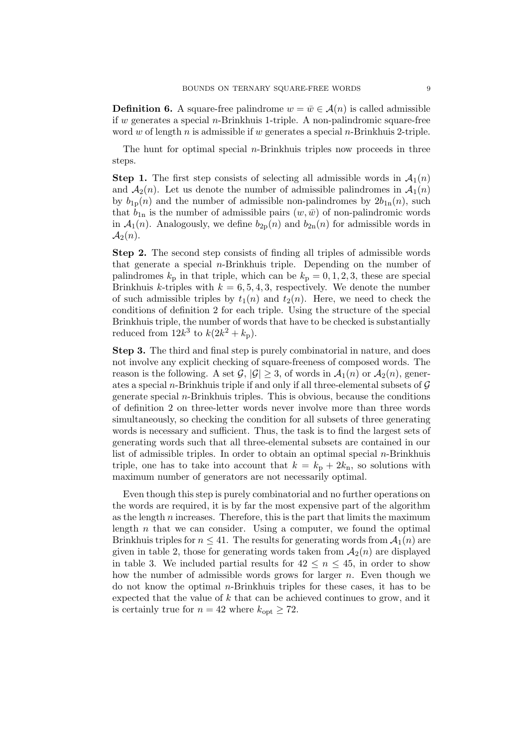**Definition 6.** A square-free palindrome $w = \bar{w} \in \mathcal{A}(n)$ is called admissible if $w$ generates a special $n$-Brinkhuis 1-triple. A non-palindromic square-free word $w$ of length $n$ is admissible if $w$ generates a special $n$-Brinkhuis 2-triple.

The hunt for optimal special $n$-Brinkhuis triples now proceeds in three steps.

**Step 1.** The first step consists of selecting all admissible words in $\mathcal{A}_1(n)$ and $\mathcal{A}_2(n)$. Let us denote the number of admissible palindromes in $\mathcal{A}_1(n)$ by $b_{1\mathrm{p}}(n)$ and the number of admissible non-palindromes by $2b_{1\mathrm{n}}(n)$, such that $b_{1\mathrm{n}}$ is the number of admissible pairs $(w, \bar{w})$ of non-palindromic words in $\mathcal{A}_1(n)$. Analogously, we define $b_{2\mathrm{p}}(n)$ and $b_{2\mathrm{n}}(n)$ for admissible words in $\mathcal{A}_2(n)$.

**Step 2.** The second step consists of finding all triples of admissible words that generate a special $n$-Brinkhuis triple. Depending on the number of palindromes $k_{\mathrm{p}}$ in that triple, which can be $k_{\mathrm{p}} = 0, 1, 2, 3$, these are special Brinkhuis $k$-triples with $k = 6, 5, 4, 3$, respectively. We denote the number of such admissible triples by $t_1(n)$ and $t_2(n)$. Here, we need to check the conditions of definition 2 for each triple. Using the structure of the special Brinkhuis triple, the number of words that have to be checked is substantially reduced from $12k^3$ to $k(2k^2 + k_{\mathrm{p}})$.

**Step 3.** The third and final step is purely combinatorial in nature, and does not involve any explicit checking of square-freeness of composed words. The reason is the following. A set $\mathcal{G}$, $|\mathcal{G}| \geq 3$, of words in $\mathcal{A}_1(n)$ or $\mathcal{A}_2(n)$, generates a special $n$-Brinkhuis triple if and only if all three-elemental subsets of $\mathcal{G}$ generate special $n$-Brinkhuis triples. This is obvious, because the conditions of definition 2 on three-letter words never involve more than three words simultaneously, so checking the condition for all subsets of three generating words is necessary and sufficient. Thus, the task is to find the largest sets of generating words such that all three-elemental subsets are contained in our list of admissible triples. In order to obtain an optimal special $n$-Brinkhuis triple, one has to take into account that $k = k_{\mathrm{p}} + 2k_{\mathrm{n}}$, so solutions with maximum number of generators are not necessarily optimal.

Even though this step is purely combinatorial and no further operations on the words are required, it is by far the most expensive part of the algorithm as the length $n$ increases. Therefore, this is the part that limits the maximum length $n$ that we can consider. Using a computer, we found the optimal Brinkhuis triples for $n \leq 41$. The results for generating words from $\mathcal{A}_1(n)$ are given in table 2, those for generating words taken from $\mathcal{A}_2(n)$ are displayed in table 3. We included partial results for $42 \leq n \leq 45$, in order to show how the number of admissible words grows for larger $n$. Even though we do not know the optimal $n$-Brinkhuis triples for these cases, it has to be expected that the value of $k$ that can be achieved continues to grow, and it is certainly true for $n = 42$ where $k_{\mathrm{opt}} \geq 72$.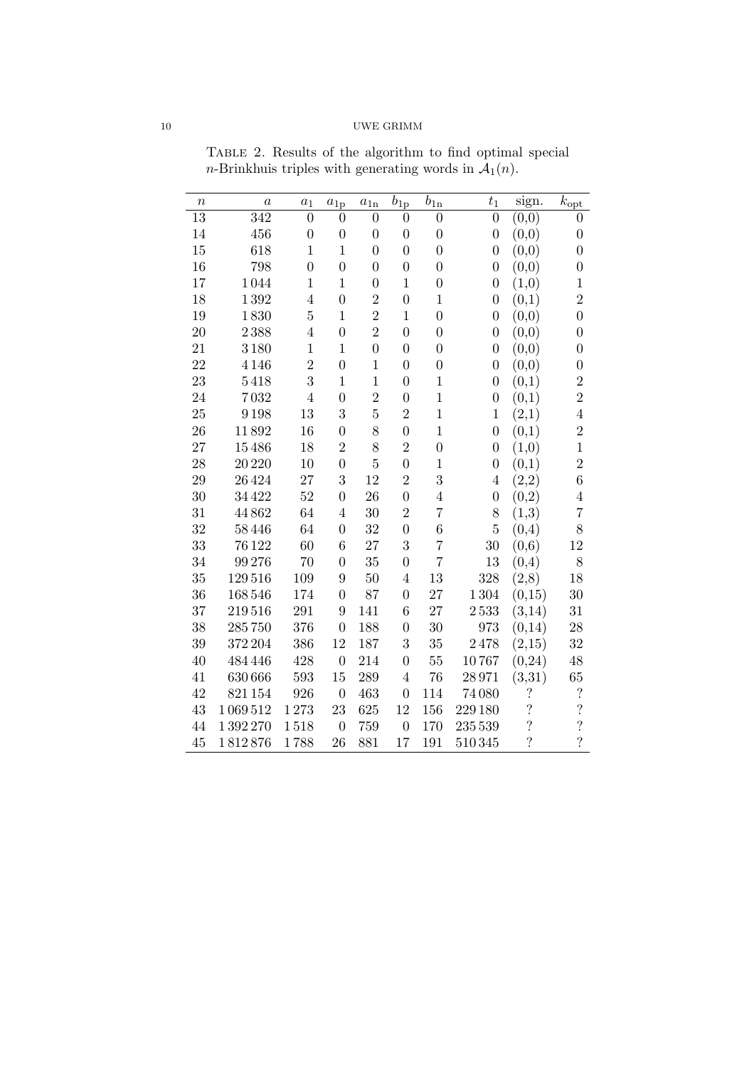Table 2. Results of the algorithm to find optimal special $n$-Brinkhuis triples with generating words in $\mathcal{A}_1(n)$.

| $n$ | $a$ | $a_1$ | $a_{1\text{p}}$ | $a_{1\text{n}}$ | $b_{1\text{p}}$ | $b_{1\text{n}}$ | $t_1$ | sign. | $k_{\text{opt}}$ |
|---|---|---|---|---|---|---|---|---|---|
| 13 | 342 | 0 | 0 | 0 | 0 | 0 | 0 | (0,0) | 0 |
| 14 | 456 | 0 | 0 | 0 | 0 | 0 | 0 | (0,0) | 0 |
| 15 | 618 | 1 | 1 | 0 | 0 | 0 | 0 | (0,0) | 0 |
| 16 | 798 | 0 | 0 | 0 | 0 | 0 | 0 | (0,0) | 0 |
| 17 | 1 044 | 1 | 1 | 0 | 1 | 0 | 0 | (1,0) | 1 |
| 18 | 1 392 | 4 | 0 | 2 | 0 | 1 | 0 | (0,1) | 2 |
| 19 | 1 830 | 5 | 1 | 2 | 1 | 0 | 0 | (0,0) | 0 |
| 20 | 2 388 | 4 | 0 | 2 | 0 | 0 | 0 | (0,0) | 0 |
| 21 | 3 180 | 1 | 1 | 0 | 0 | 0 | 0 | (0,0) | 0 |
| 22 | 4 146 | 2 | 0 | 1 | 0 | 0 | 0 | (0,0) | 0 |
| 23 | 5 418 | 3 | 1 | 1 | 0 | 1 | 0 | (0,1) | 2 |
| 24 | 7 032 | 4 | 0 | 2 | 0 | 1 | 0 | (0,1) | 2 |
| 25 | 9 198 | 13 | 3 | 5 | 2 | 1 | 1 | (2,1) | 4 |
| 26 | 11 892 | 16 | 0 | 8 | 0 | 1 | 0 | (0,1) | 2 |
| 27 | 15 486 | 18 | 2 | 8 | 2 | 0 | 0 | (1,0) | 1 |
| 28 | 20 220 | 10 | 0 | 5 | 0 | 1 | 0 | (0,1) | 2 |
| 29 | 26 424 | 27 | 3 | 12 | 2 | 3 | 4 | (2,2) | 6 |
| 30 | 34 422 | 52 | 0 | 26 | 0 | 4 | 0 | (0,2) | 4 |
| 31 | 44 862 | 64 | 4 | 30 | 2 | 7 | 8 | (1,3) | 7 |
| 32 | 58 446 | 64 | 0 | 32 | 0 | 6 | 5 | (0,4) | 8 |
| 33 | 76 122 | 60 | 6 | 27 | 3 | 7 | 30 | (0,6) | 12 |
| 34 | 99 276 | 70 | 0 | 35 | 0 | 7 | 13 | (0,4) | 8 |
| 35 | 129 516 | 109 | 9 | 50 | 4 | 13 | 328 | (2,8) | 18 |
| 36 | 168 546 | 174 | 0 | 87 | 0 | 27 | 1 304 | (0,15) | 30 |
| 37 | 219 516 | 291 | 9 | 141 | 6 | 27 | 2 533 | (3,14) | 31 |
| 38 | 285 750 | 376 | 0 | 188 | 0 | 30 | 973 | (0,14) | 28 |
| 39 | 372 204 | 386 | 12 | 187 | 3 | 35 | 2 478 | (2,15) | 32 |
| 40 | 484 446 | 428 | 0 | 214 | 0 | 55 | 10 767 | (0,24) | 48 |
| 41 | 630 666 | 593 | 15 | 289 | 4 | 76 | 28 971 | (3,31) | 65 |
| 42 | 821 154 | 926 | 0 | 463 | 0 | 114 | 74 080 | ? | ? |
| 43 | 1 069 512 | 1 273 | 23 | 625 | 12 | 156 | 229 180 | ? | ? |
| 44 | 1 392 270 | 1 518 | 0 | 759 | 0 | 170 | 235 539 | ? | ? |
| 45 | 1 812 876 | 1 788 | 26 | 881 | 17 | 191 | 510 345 | ? | ? |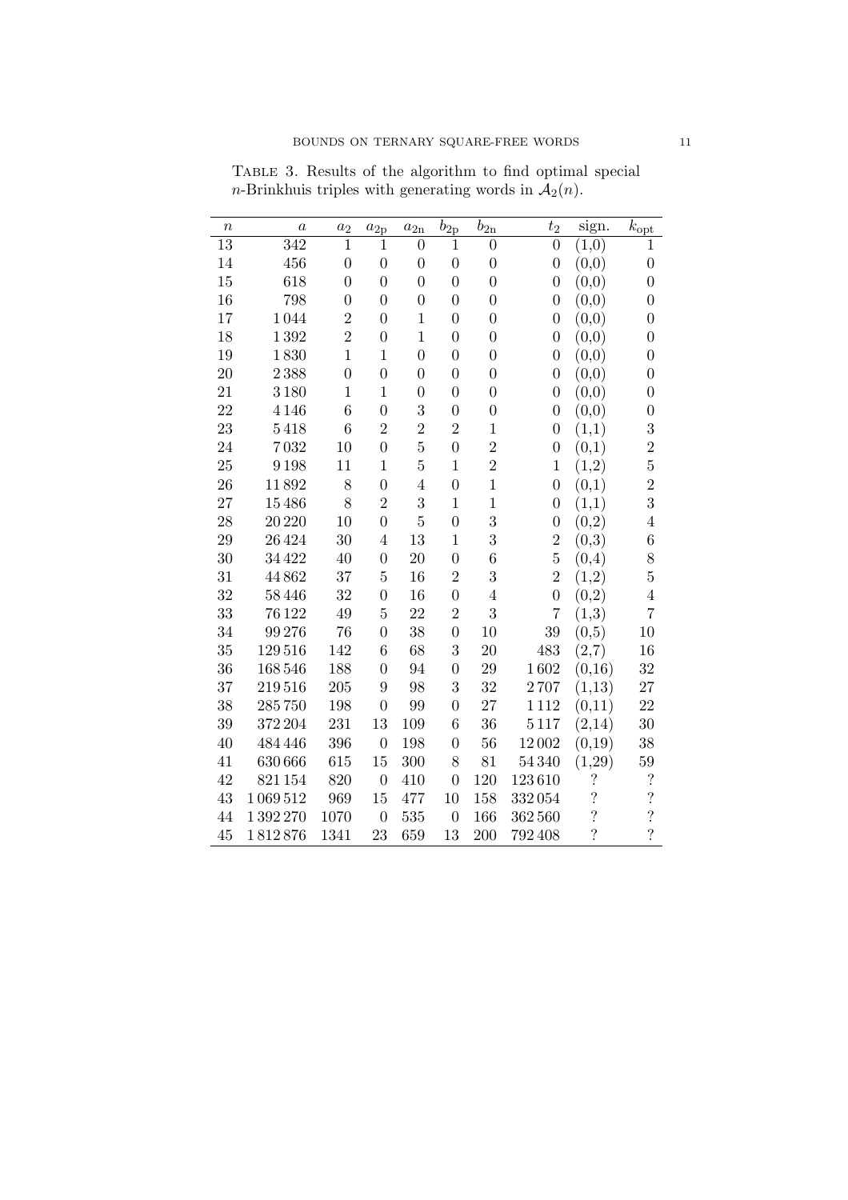Table 3. Results of the algorithm to find optimal special $n$-Brinkhuis triples with generating words in $\mathcal{A}_2(n)$.

| $n$ | $a$ | $a_2$ | $a_{2\mathrm{p}}$ | $a_{2\mathrm{n}}$ | $b_{2\mathrm{p}}$ | $b_{2\mathrm{n}}$ | $t_2$ | sign. | $k_{\mathrm{opt}}$ |
|---|---|---|---|---|---|---|---|---|---|
| 13 | 342 | 1 | 1 | 0 | 1 | 0 | 0 | (1,0) | 1 |
| 14 | 456 | 0 | 0 | 0 | 0 | 0 | 0 | (0,0) | 0 |
| 15 | 618 | 0 | 0 | 0 | 0 | 0 | 0 | (0,0) | 0 |
| 16 | 798 | 0 | 0 | 0 | 0 | 0 | 0 | (0,0) | 0 |
| 17 | 1 044 | 2 | 0 | 1 | 0 | 0 | 0 | (0,0) | 0 |
| 18 | 1 392 | 2 | 0 | 1 | 0 | 0 | 0 | (0,0) | 0 |
| 19 | 1 830 | 1 | 1 | 0 | 0 | 0 | 0 | (0,0) | 0 |
| 20 | 2 388 | 0 | 0 | 0 | 0 | 0 | 0 | (0,0) | 0 |
| 21 | 3 180 | 1 | 1 | 0 | 0 | 0 | 0 | (0,0) | 0 |
| 22 | 4 146 | 6 | 0 | 3 | 0 | 0 | 0 | (0,0) | 0 |
| 23 | 5 418 | 6 | 2 | 2 | 2 | 1 | 0 | (1,1) | 3 |
| 24 | 7 032 | 10 | 0 | 5 | 0 | 2 | 0 | (0,1) | 2 |
| 25 | 9 198 | 11 | 1 | 5 | 1 | 2 | 1 | (1,2) | 5 |
| 26 | 11 892 | 8 | 0 | 4 | 0 | 1 | 0 | (0,1) | 2 |
| 27 | 15 486 | 8 | 2 | 3 | 1 | 1 | 0 | (1,1) | 3 |
| 28 | 20 220 | 10 | 0 | 5 | 0 | 3 | 0 | (0,2) | 4 |
| 29 | 26 424 | 30 | 4 | 13 | 1 | 3 | 2 | (0,3) | 6 |
| 30 | 34 422 | 40 | 0 | 20 | 0 | 6 | 5 | (0,4) | 8 |
| 31 | 44 862 | 37 | 5 | 16 | 2 | 3 | 2 | (1,2) | 5 |
| 32 | 58 446 | 32 | 0 | 16 | 0 | 4 | 0 | (0,2) | 4 |
| 33 | 76 122 | 49 | 5 | 22 | 2 | 3 | 7 | (1,3) | 7 |
| 34 | 99 276 | 76 | 0 | 38 | 0 | 10 | 39 | (0,5) | 10 |
| 35 | 129 516 | 142 | 6 | 68 | 3 | 20 | 483 | (2,7) | 16 |
| 36 | 168 546 | 188 | 0 | 94 | 0 | 29 | 1 602 | (0,16) | 32 |
| 37 | 219 516 | 205 | 9 | 98 | 3 | 32 | 2 707 | (1,13) | 27 |
| 38 | 285 750 | 198 | 0 | 99 | 0 | 27 | 1 112 | (0,11) | 22 |
| 39 | 372 204 | 231 | 13 | 109 | 6 | 36 | 5 117 | (2,14) | 30 |
| 40 | 484 446 | 396 | 0 | 198 | 0 | 56 | 12 002 | (0,19) | 38 |
| 41 | 630 666 | 615 | 15 | 300 | 8 | 81 | 54 340 | (1,29) | 59 |
| 42 | 821 154 | 820 | 0 | 410 | 0 | 120 | 123 610 | ? | ? |
| 43 | 1 069 512 | 969 | 15 | 477 | 10 | 158 | 332 054 | ? | ? |
| 44 | 1 392 270 | 1070 | 0 | 535 | 0 | 166 | 362 560 | ? | ? |
| 45 | 1 812 876 | 1341 | 23 | 659 | 13 | 200 | 792 408 | ? | ? |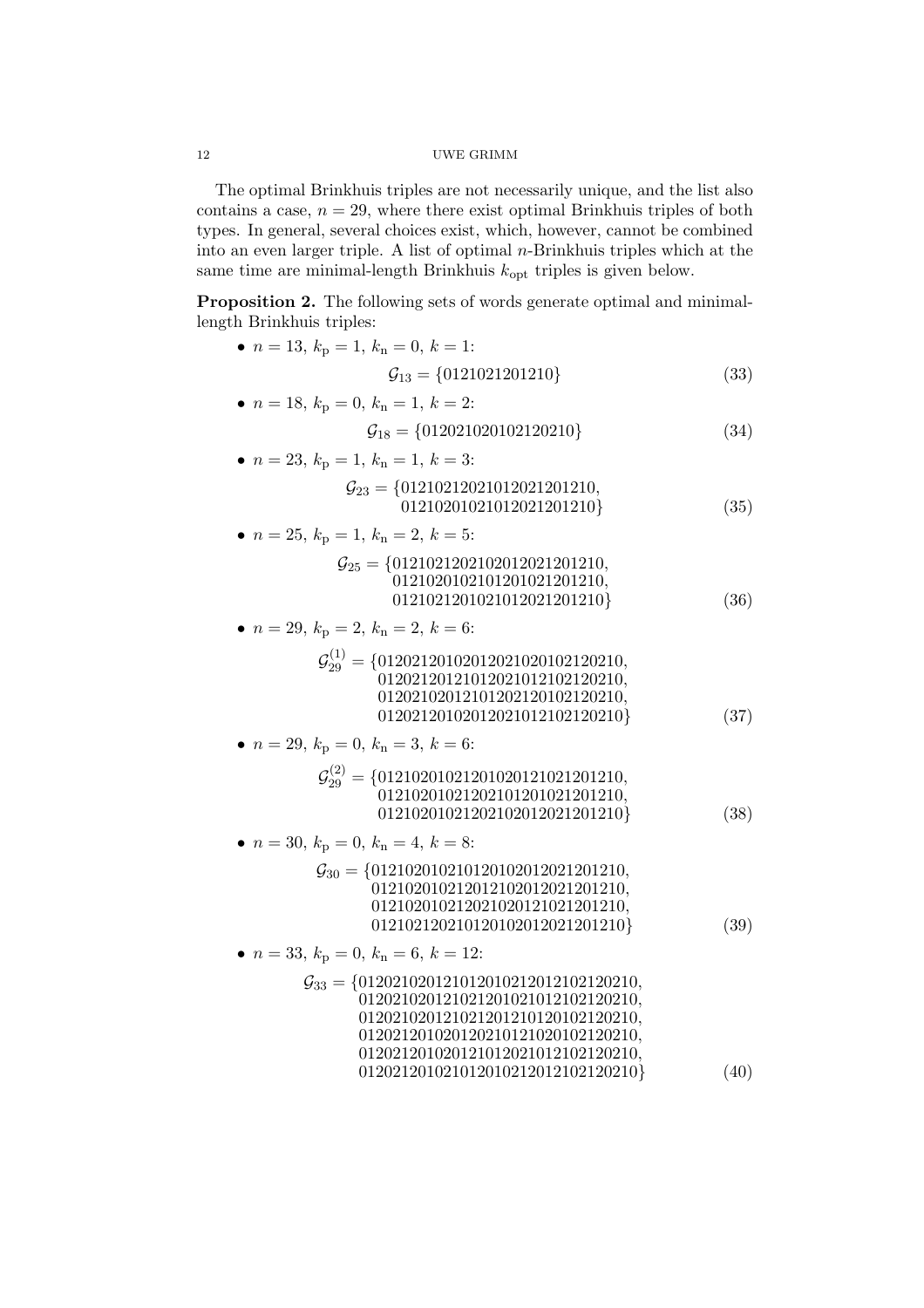The optimal Brinkhuis triples are not necessarily unique, and the list also contains a case, $n = 29$, where there exist optimal Brinkhuis triples of both types. In general, several choices exist, which, however, cannot be combined into an even larger triple. A list of optimal $n$-Brinkhuis triples which at the same time are minimal-length Brinkhuis $k_{\text{opt}}$ triples is given below.

**Proposition 2.** The following sets of words generate optimal and minimal-length Brinkhuis triples:

- $n = 13$, $k_{\text{p}} = 1$, $k_{\text{n}} = 0$, $k = 1$:

$$\mathcal{G}_{13} = \{0121021201210\} \tag{33}$$

- $n = 18$, $k_{\text{p}} = 0$, $k_{\text{n}} = 1$, $k = 2$:

$$\mathcal{G}_{18} = \{012021020102120210\} \tag{34}$$

- $n = 23$, $k_{\text{p}} = 1$, $k_{\text{n}} = 1$, $k = 3$:

$$\begin{aligned}\mathcal{G}_{23} = \{&01210212021012021201210,\\ &01210201021012021201210\}\end{aligned} \tag{35}$$

- $n = 25$, $k_{\text{p}} = 1$, $k_{\text{n}} = 2$, $k = 5$:

$$\begin{aligned}\mathcal{G}_{25} = \{&0121021202102012021201210,\\ &0121020102101201021201210,\\ &0121021201021012021201210\}\end{aligned} \tag{36}$$

- $n = 29$, $k_{\text{p}} = 2$, $k_{\text{n}} = 2$, $k = 6$:

$$\begin{aligned}\mathcal{G}_{29}^{(1)} = \{&01202120102012021020102120210,\\ &01202120121012021012102120210,\\ &01202102012101202120102120210,\\ &01202120102012021012102120210\}\end{aligned} \tag{37}$$

- $n = 29$, $k_{\text{p}} = 0$, $k_{\text{n}} = 3$, $k = 6$:

$$\begin{aligned}\mathcal{G}_{29}^{(2)} = \{&01210201021201020121021201210,\\ &01210201021202101201021201210,\\ &01210201021202102012021201210\}\end{aligned} \tag{38}$$

- $n = 30$, $k_{\text{p}} = 0$, $k_{\text{n}} = 4$, $k = 8$:

$$\begin{aligned}\mathcal{G}_{30} = \{&012102010210120102012021201210,\\ &012102010212012102012021201210,\\ &012102010212021020121021201210,\\ &012102120210120102012021201210\}\end{aligned} \tag{39}$$

- $n = 33$, $k_{\text{p}} = 0$, $k_{\text{n}} = 6$, $k = 12$:

$$\begin{aligned}\mathcal{G}_{33} = \{&012021020121012010212012102120210,\\ &012021020121021201021012102120210,\\ &012021020121021201210120102120210,\\ &012021201020120210121020102120210,\\ &012021201020121012021012102120210,\\ &012021201021012010212012102120210\}\end{aligned} \tag{40}$$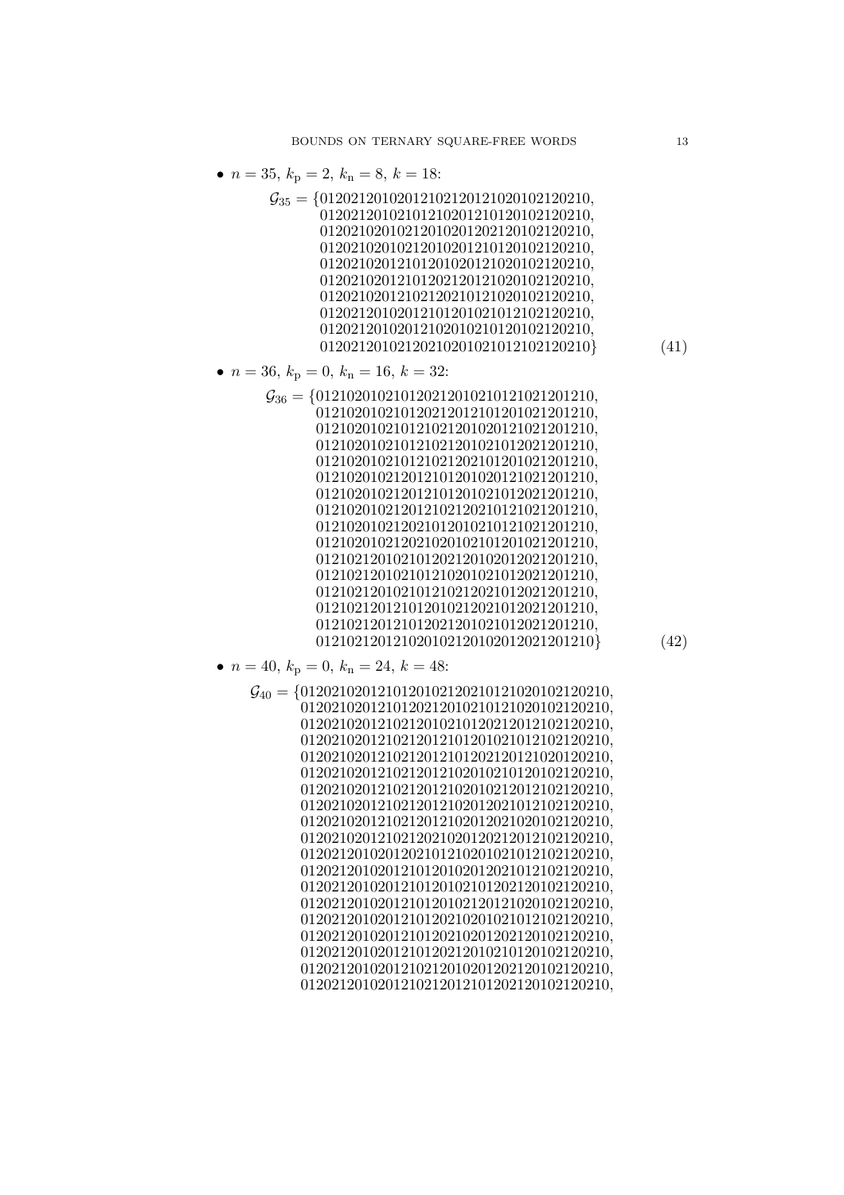- $n = 35$, $k_{\mathrm{p}} = 2$, $k_{\mathrm{n}} = 8$, $k = 18$:

$$
\begin{aligned}
\mathcal{G}_{35} = \{ & 01202120102012102120121020102120210, \\
& 01202120102101210201210120102120210, \\
& 01202102010212010201202120102120210, \\
& 01202102010212010201210120102120210, \\
& 01202102012101201020121020102120210, \\
& 01202102012101202120121020102120210, \\
& 01202102012102120210121020102120210, \\
& 01202120102012101201021012102120210, \\
& 01202120102012102010210120102120210, \\
& 01202120102120210201021012102120210\} 
\end{aligned} \tag{41}
$$

- $n = 36$, $k_{\mathrm{p}} = 0$, $k_{\mathrm{n}} = 16$, $k = 32$:

$$
\begin{aligned}
\mathcal{G}_{36} = \{ & 012102010210120212010210121021201210, \\
& 012102010210120212012101201021201210, \\
& 012102010210121021201020121021201210, \\
& 012102010210121021201021012021201210, \\
& 012102010210121021202101201021201210, \\
& 012102010212012101201020121021201210, \\
& 012102010212012101201021012021201210, \\
& 012102010212012102120210121021201210, \\
& 012102010212021012010210121021201210, \\
& 012102010212021020102101201021201210, \\
& 012102120102101202120102012021201210, \\
& 012102120102101210201021012021201210, \\
& 012102120102101210212021012021201210, \\
& 012102120121012010212021012021201210, \\
& 012102120121012021201021012021201210, \\
& 012102120121020102120102012021201210\} 
\end{aligned} \tag{42}
$$

- $n = 40$, $k_{\mathrm{p}} = 0$, $k_{\mathrm{n}} = 24$, $k = 48$:

$$
\begin{aligned}
\mathcal{G}_{40} = \{ & 0120210201210120102120210121020102120210, \\
& 0120210201210120212010210121020102120210, \\
& 0120210201210212010210120212012102120210, \\
& 0120210201210212012101201021012102120210, \\
& 0120210201210212012101202120121020120210, \\
& 0120210201210212012102010210120102120210, \\
& 0120210201210212012102010212012102120210, \\
& 0120210201210212012102012021021012102120210, \\
& 0120210201210212012102012021020102120210, \\
& 0120210201210212021020120212012102120210, \\
& 0120212010201202101210201021012102120210, \\
& 0120212010201210120102012021012102120210, \\
& 0120212010201210120102101202120102120210, \\
& 0120212010201210120102120121020102120210, \\
& 0120212010201210120210201021012102120210, \\
& 0120212010201210120210201202120102120210, \\
& 0120212010201210120212010210120102120210, \\
& 0120212010201210212010201202120102120210, \\
& 0120212010201210212012101202120102120210,
\end{aligned}
$$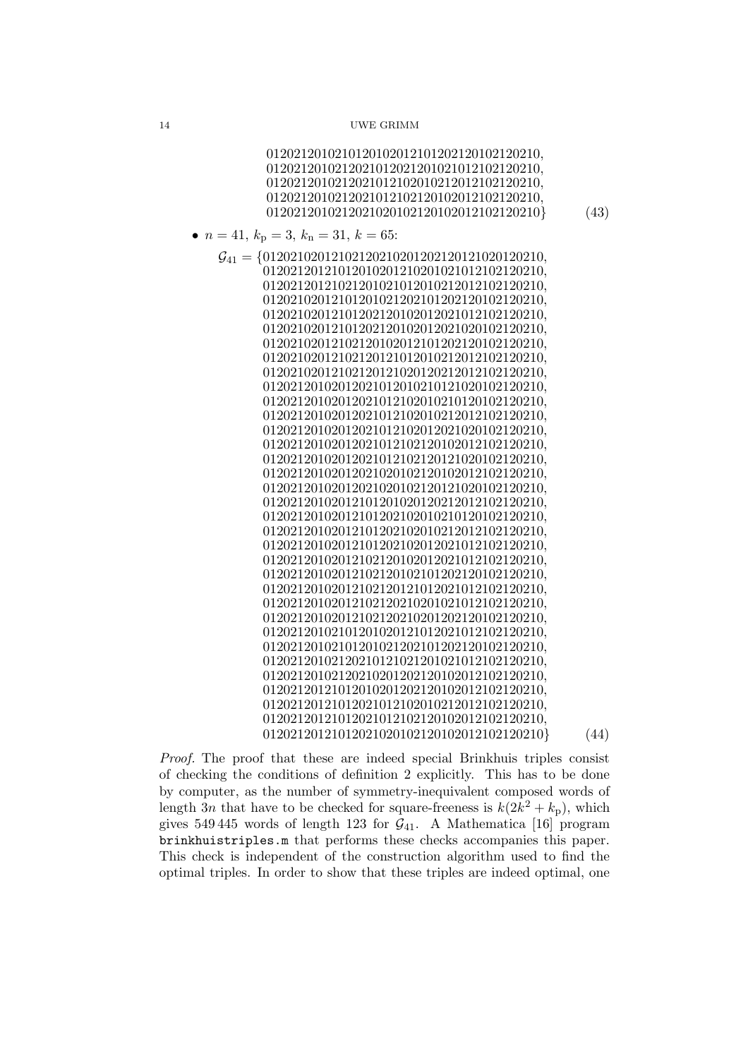$$
\begin{aligned}
&012021201021012010201210120212010212021 0,\\
\end{aligned}
$$

Let me render the lists as plain text blocks.

```
  01202120102101201020121012021201021 20210,
```

$$
\begin{array}{l}
0120212010210120102012101202120102120210,\\
0120212010212021012021201021012102120210,\\
0120212010212021012102010210120120102120210,\\
\end{array}
$$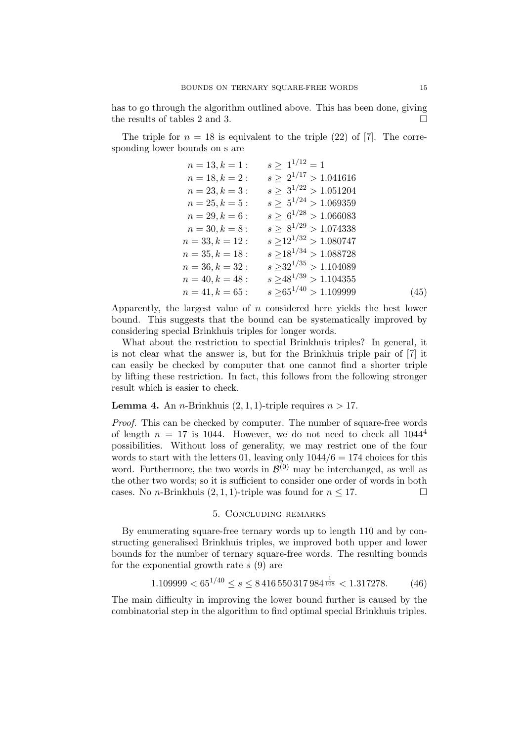has to go through the algorithm outlined above. This has been done, giving the results of tables 2 and 3. □

The triple for $n = 18$ is equivalent to the triple (22) of [7]. The corresponding lower bounds on s are

$$
\begin{aligned}
n = 13, k = 1: &\quad s \geq 1^{1/12} = 1 \\
n = 18, k = 2: &\quad s \geq 2^{1/17} > 1.041616 \\
n = 23, k = 3: &\quad s \geq 3^{1/22} > 1.051204 \\
n = 25, k = 5: &\quad s \geq 5^{1/24} > 1.069359 \\
n = 29, k = 6: &\quad s \geq 6^{1/28} > 1.066083 \\
n = 30, k = 8: &\quad s \geq 8^{1/29} > 1.074338 \\
n = 33, k = 12: &\quad s \geq 12^{1/32} > 1.080747 \\
n = 35, k = 18: &\quad s \geq 18^{1/34} > 1.088728 \\
n = 36, k = 32: &\quad s \geq 32^{1/35} > 1.104089 \\
n = 40, k = 48: &\quad s \geq 48^{1/39} > 1.104355 \\
n = 41, k = 65: &\quad s \geq 65^{1/40} > 1.109999
\end{aligned}
\tag{45}
$$

Apparently, the largest value of $n$ considered here yields the best lower bound. This suggests that the bound can be systematically improved by considering special Brinkhuis triples for longer words.

What about the restriction to spectial Brinkhuis triples? In general, it is not clear what the answer is, but for the Brinkhuis triple pair of [7] it can easily be checked by computer that one cannot find a shorter triple by lifting these restriction. In fact, this follows from the following stronger result which is easier to check.

**Lemma 4.** An $n$-Brinkhuis $(2, 1, 1)$-triple requires $n > 17$.

*Proof.* This can be checked by computer. The number of square-free words of length $n = 17$ is 1044. However, we do not need to check all $1044^4$ possibilities. Without loss of generality, we may restrict one of the four words to start with the letters 01, leaving only $1044/6 = 174$ choices for this word. Furthermore, the two words in $\mathcal{B}^{(0)}$ may be interchanged, as well as the other two words; so it is sufficient to consider one order of words in both cases. No $n$-Brinkhuis $(2, 1, 1)$-triple was found for $n \leq 17$. □

## 5. Concluding remarks

By enumerating square-free ternary words up to length 110 and by constructing generalised Brinkhuis triples, we improved both upper and lower bounds for the number of ternary square-free words. The resulting bounds for the exponential growth rate $s$ (9) are

$$1.109999 < 65^{1/40} \leq s \leq 8\,416\,550\,317\,984^{\frac{1}{108}} < 1.317278. \tag{46}$$

The main difficulty in improving the lower bound further is caused by the combinatorial step in the algorithm to find optimal special Brinkhuis triples.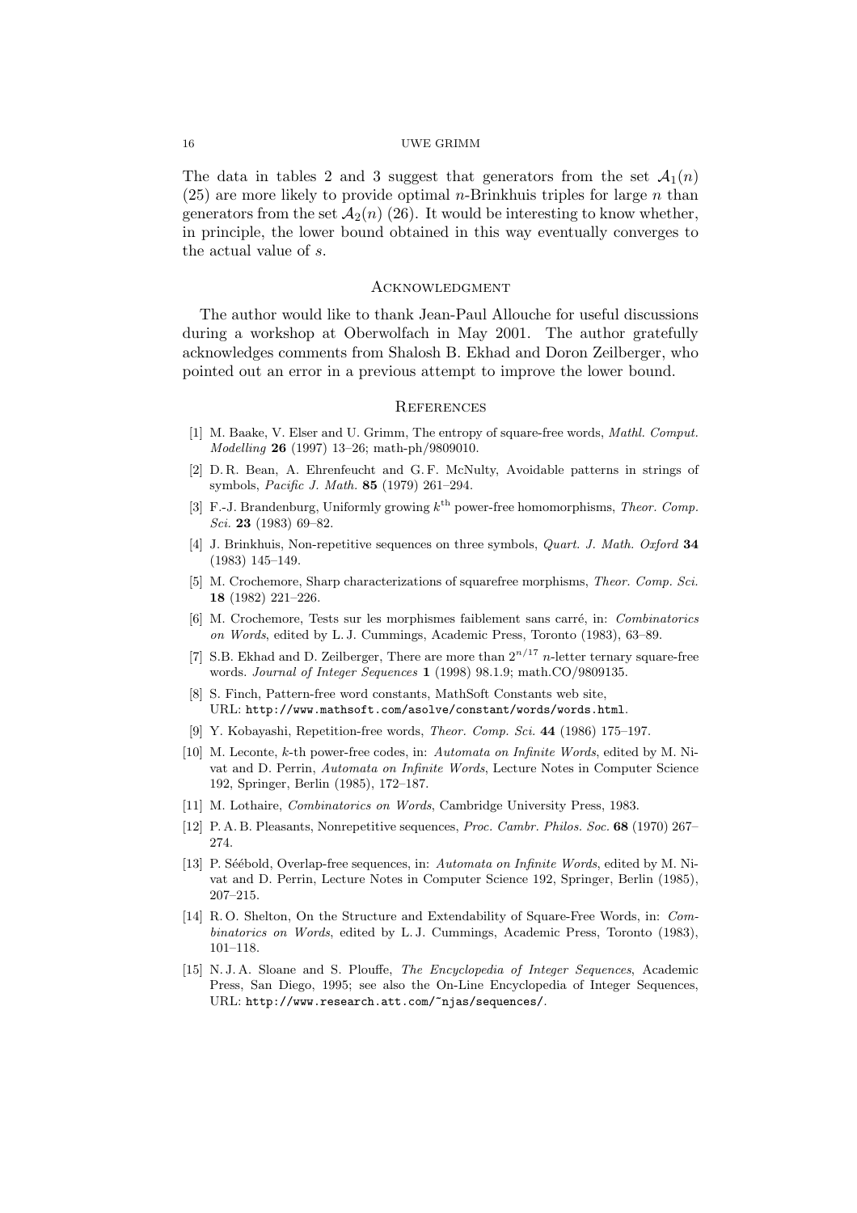The data in tables 2 and 3 suggest that generators from the set $\mathcal{A}_1(n)$ (25) are more likely to provide optimal $n$-Brinkhuis triples for large $n$ than generators from the set $\mathcal{A}_2(n)$ (26). It would be interesting to know whether, in principle, the lower bound obtained in this way eventually converges to the actual value of $s$.

## Acknowledgment

The author would like to thank Jean-Paul Allouche for useful discussions during a workshop at Oberwolfach in May 2001. The author gratefully acknowledges comments from Shalosh B. Ekhad and Doron Zeilberger, who pointed out an error in a previous attempt to improve the lower bound.

## References

[1] M. Baake, V. Elser and U. Grimm, The entropy of square-free words, *Mathl. Comput. Modelling* **26** (1997) 13–26; math-ph/9809010.

[2] D. R. Bean, A. Ehrenfeucht and G. F. McNulty, Avoidable patterns in strings of symbols, *Pacific J. Math.* **85** (1979) 261–294.

[3] F.-J. Brandenburg, Uniformly growing $k^{\text{th}}$ power-free homomorphisms, *Theor. Comp. Sci.* **23** (1983) 69–82.

[4] J. Brinkhuis, Non-repetitive sequences on three symbols, *Quart. J. Math. Oxford* **34** (1983) 145–149.

[5] M. Crochemore, Sharp characterizations of squarefree morphisms, *Theor. Comp. Sci.* **18** (1982) 221–226.

[6] M. Crochemore, Tests sur les morphismes faiblement sans carré, in: *Combinatorics on Words*, edited by L. J. Cummings, Academic Press, Toronto (1983), 63–89.

[7] S.B. Ekhad and D. Zeilberger, There are more than $2^{n/17}$ $n$-letter ternary square-free words. *Journal of Integer Sequences* **1** (1998) 98.1.9; math.CO/9809135.

[8] S. Finch, Pattern-free word constants, MathSoft Constants web site, URL: `http://www.mathsoft.com/asolve/constant/words/words.html`.

[9] Y. Kobayashi, Repetition-free words, *Theor. Comp. Sci.* **44** (1986) 175–197.

[10] M. Leconte, $k$-th power-free codes, in: *Automata on Infinite Words*, edited by M. Nivat and D. Perrin, *Automata on Infinite Words*, Lecture Notes in Computer Science 192, Springer, Berlin (1985), 172–187.

[11] M. Lothaire, *Combinatorics on Words*, Cambridge University Press, 1983.

[12] P. A. B. Pleasants, Nonrepetitive sequences, *Proc. Cambr. Philos. Soc.* **68** (1970) 267–274.

[13] P. Séébold, Overlap-free sequences, in: *Automata on Infinite Words*, edited by M. Nivat and D. Perrin, Lecture Notes in Computer Science 192, Springer, Berlin (1985), 207–215.

[14] R. O. Shelton, On the Structure and Extendability of Square-Free Words, in: *Combinatorics on Words*, edited by L. J. Cummings, Academic Press, Toronto (1983), 101–118.

[15] N. J. A. Sloane and S. Plouffe, *The Encyclopedia of Integer Sequences*, Academic Press, San Diego, 1995; see also the On-Line Encyclopedia of Integer Sequences, URL: `http://www.research.att.com/~njas/sequences/`.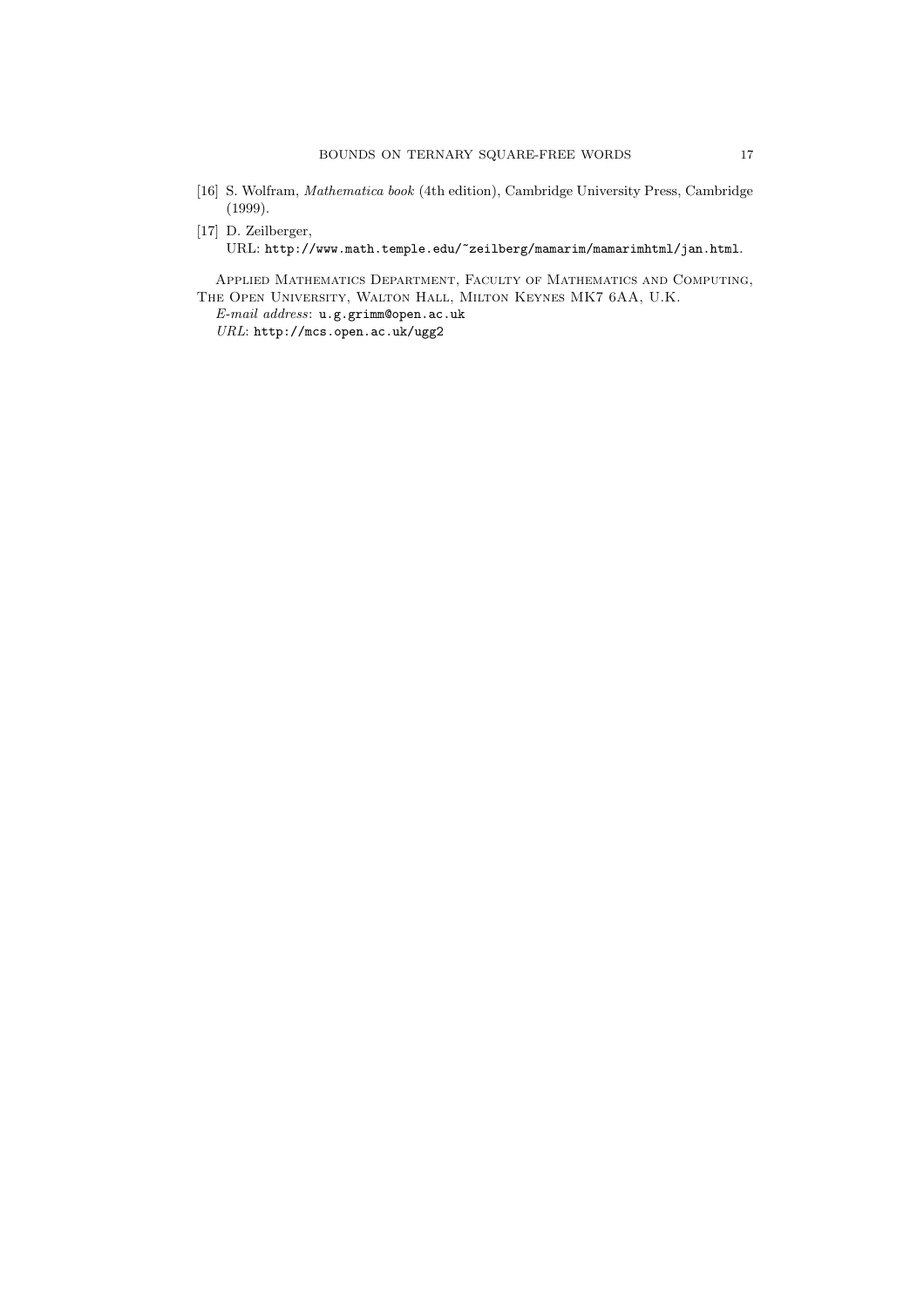[16] S. Wolfram, *Mathematica book* (4th edition), Cambridge University Press, Cambridge (1999).

[17] D. Zeilberger,
URL: `http://www.math.temple.edu/~zeilberg/mamarim/mamarimhtml/jan.html`.

Applied Mathematics Department, Faculty of Mathematics and Computing, The Open University, Walton Hall, Milton Keynes MK7 6AA, U.K.

*E-mail address*: `u.g.grimm@open.ac.uk`

*URL*: `http://mcs.open.ac.uk/ugg2`